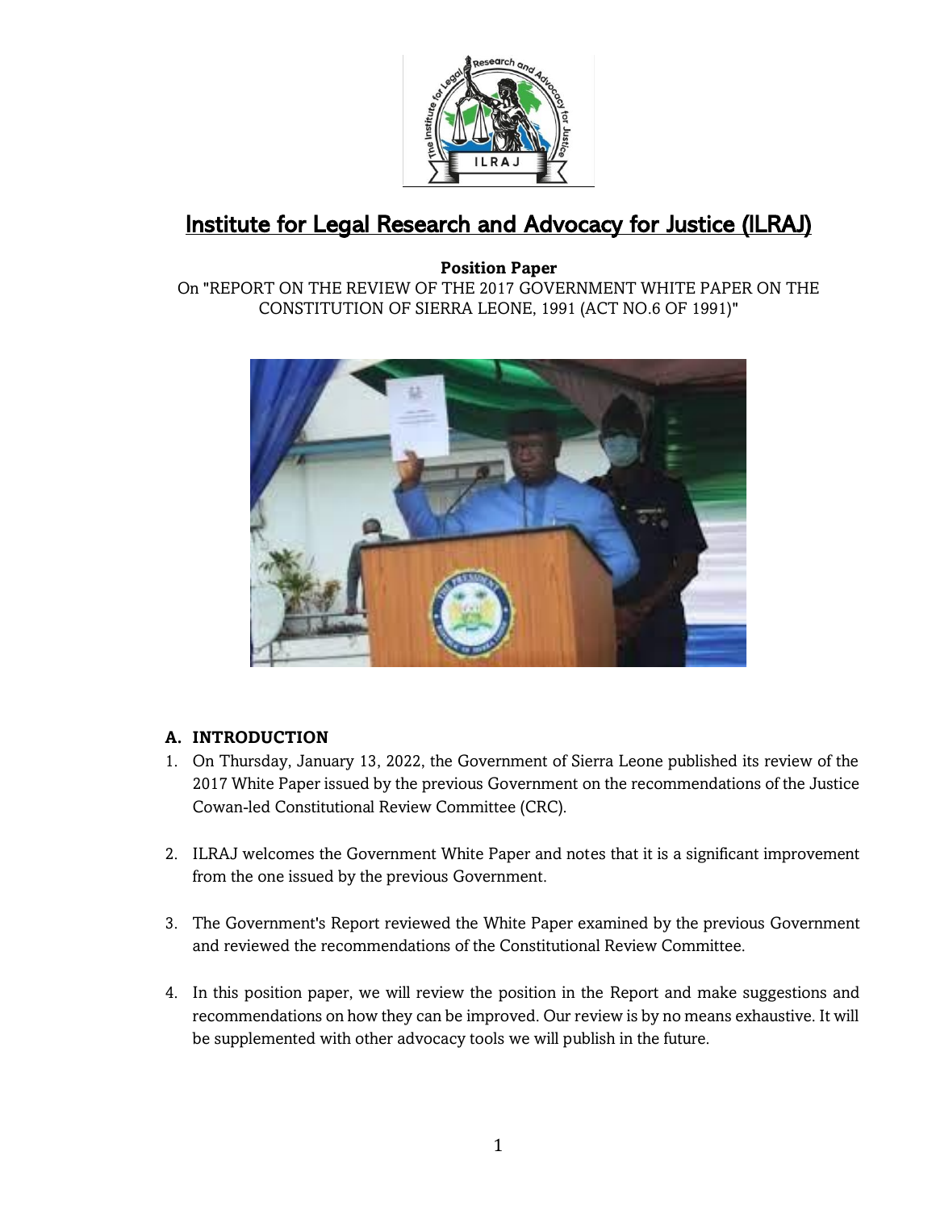# Institute for Legal Research and Advocacy for Justice (ILRAJ)

**Position Paper**

On "REPORT ON THE REVIEW OF THE 2017 GOVERNMENT WHITE PAPER ON THE CONSTITUTION OF SIERRA LEONE, 1991 (ACT NO.6 OF 1991)"

## A. INTRODUCTION

1. On Thursday, January 13, 2022, the Government of Sierra Leone published its review of the 2017 White Paper issued by the previous Government on the recommendations of the Justice Cowan-led Constitutional Review Committee (CRC).

2. ILRAJ welcomes the Government White Paper and notes that it is a significant improvement from the one issued by the previous Government.

3. The Government's Report reviewed the White Paper examined by the previous Government and reviewed the recommendations of the Constitutional Review Committee.

4. In this position paper, we will review the position in the Report and make suggestions and recommendations on how they can be improved. Our review is by no means exhaustive. It will be supplemented with other advocacy tools we will publish in the future.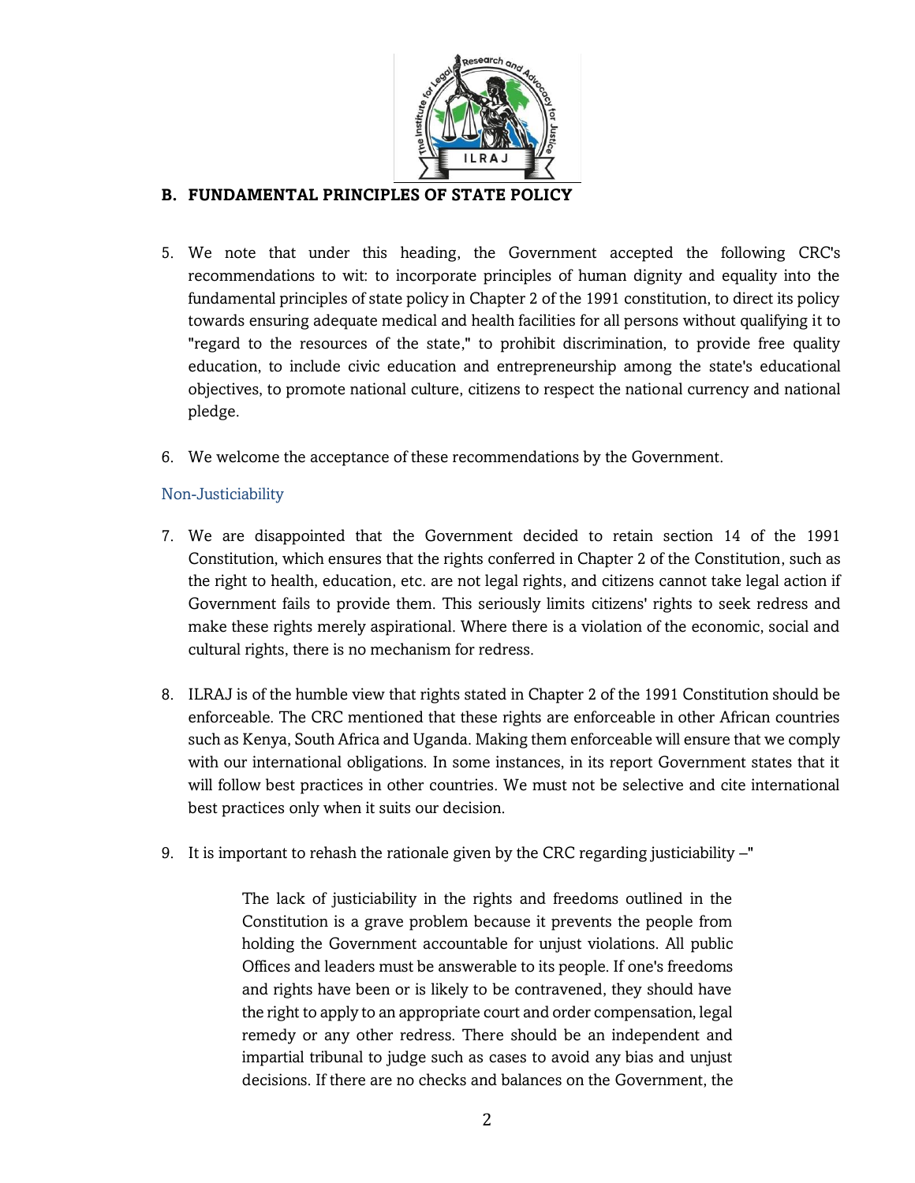## B. FUNDAMENTAL PRINCIPLES OF STATE POLICY

5. We note that under this heading, the Government accepted the following CRC's recommendations to wit: to incorporate principles of human dignity and equality into the fundamental principles of state policy in Chapter 2 of the 1991 constitution, to direct its policy towards ensuring adequate medical and health facilities for all persons without qualifying it to "regard to the resources of the state," to prohibit discrimination, to provide free quality education, to include civic education and entrepreneurship among the state's educational objectives, to promote national culture, citizens to respect the national currency and national pledge.

6. We welcome the acceptance of these recommendations by the Government.

### Non-Justiciability

7. We are disappointed that the Government decided to retain section 14 of the 1991 Constitution, which ensures that the rights conferred in Chapter 2 of the Constitution, such as the right to health, education, etc. are not legal rights, and citizens cannot take legal action if Government fails to provide them. This seriously limits citizens' rights to seek redress and make these rights merely aspirational. Where there is a violation of the economic, social and cultural rights, there is no mechanism for redress.

8. ILRAJ is of the humble view that rights stated in Chapter 2 of the 1991 Constitution should be enforceable. The CRC mentioned that these rights are enforceable in other African countries such as Kenya, South Africa and Uganda. Making them enforceable will ensure that we comply with our international obligations. In some instances, in its report Government states that it will follow best practices in other countries. We must not be selective and cite international best practices only when it suits our decision.

9. It is important to rehash the rationale given by the CRC regarding justiciability –"

> The lack of justiciability in the rights and freedoms outlined in the Constitution is a grave problem because it prevents the people from holding the Government accountable for unjust violations. All public Offices and leaders must be answerable to its people. If one's freedoms and rights have been or is likely to be contravened, they should have the right to apply to an appropriate court and order compensation, legal remedy or any other redress. There should be an independent and impartial tribunal to judge such as cases to avoid any bias and unjust decisions. If there are no checks and balances on the Government, the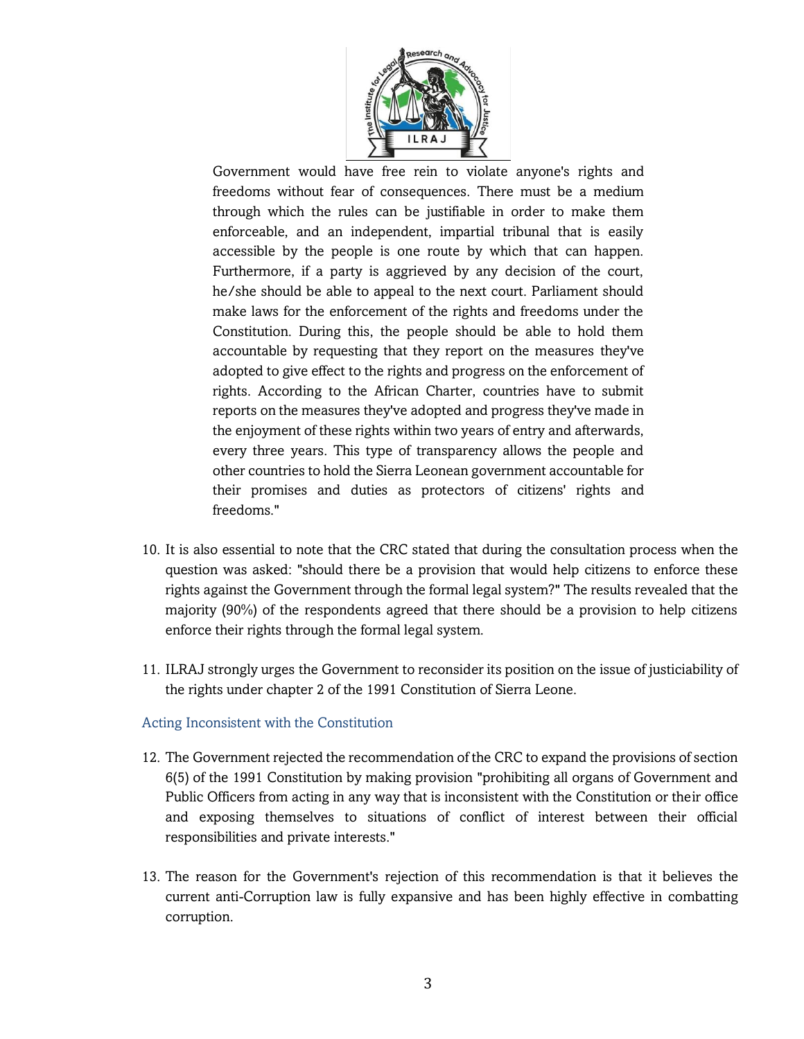> Government would have free rein to violate anyone's rights and freedoms without fear of consequences. There must be a medium through which the rules can be justifiable in order to make them enforceable, and an independent, impartial tribunal that is easily accessible by the people is one route by which that can happen. Furthermore, if a party is aggrieved by any decision of the court, he/she should be able to appeal to the next court. Parliament should make laws for the enforcement of the rights and freedoms under the Constitution. During this, the people should be able to hold them accountable by requesting that they report on the measures they've adopted to give effect to the rights and progress on the enforcement of rights. According to the African Charter, countries have to submit reports on the measures they've adopted and progress they've made in the enjoyment of these rights within two years of entry and afterwards, every three years. This type of transparency allows the people and other countries to hold the Sierra Leonean government accountable for their promises and duties as protectors of citizens' rights and freedoms."

10. It is also essential to note that the CRC stated that during the consultation process when the question was asked: "should there be a provision that would help citizens to enforce these rights against the Government through the formal legal system?" The results revealed that the majority (90%) of the respondents agreed that there should be a provision to help citizens enforce their rights through the formal legal system.

11. ILRAJ strongly urges the Government to reconsider its position on the issue of justiciability of the rights under chapter 2 of the 1991 Constitution of Sierra Leone.

### Acting Inconsistent with the Constitution

12. The Government rejected the recommendation of the CRC to expand the provisions of section 6(5) of the 1991 Constitution by making provision "prohibiting all organs of Government and Public Officers from acting in any way that is inconsistent with the Constitution or their office and exposing themselves to situations of conflict of interest between their official responsibilities and private interests."

13. The reason for the Government's rejection of this recommendation is that it believes the current anti-Corruption law is fully expansive and has been highly effective in combatting corruption.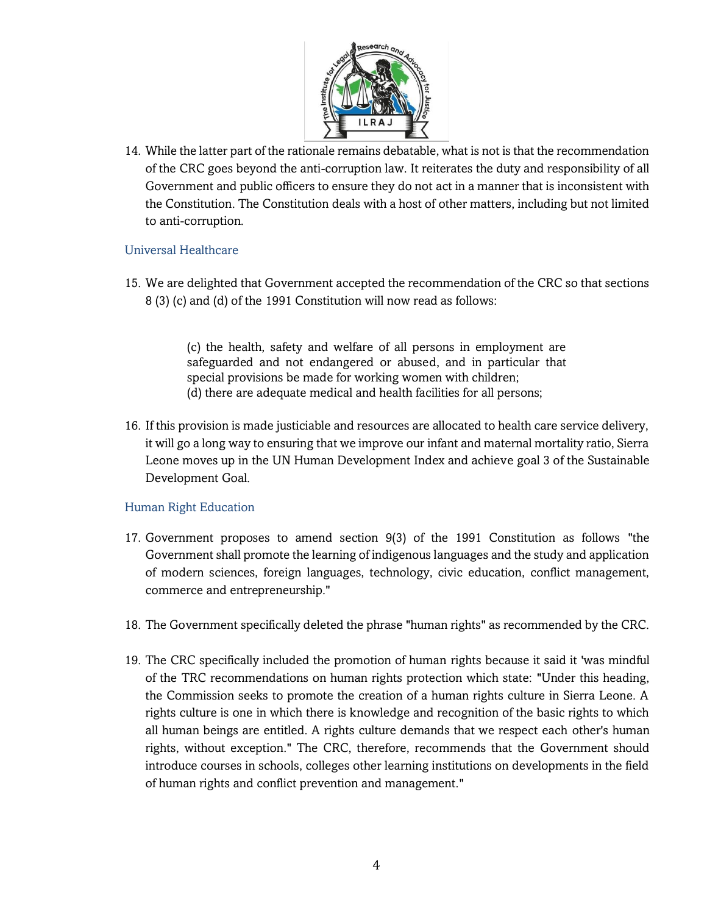14. While the latter part of the rationale remains debatable, what is not is that the recommendation of the CRC goes beyond the anti-corruption law. It reiterates the duty and responsibility of all Government and public officers to ensure they do not act in a manner that is inconsistent with the Constitution. The Constitution deals with a host of other matters, including but not limited to anti-corruption.

## Universal Healthcare

15. We are delighted that Government accepted the recommendation of the CRC so that sections 8 (3) (c) and (d) of the 1991 Constitution will now read as follows:

> (c) the health, safety and welfare of all persons in employment are safeguarded and not endangered or abused, and in particular that special provisions be made for working women with children;
> (d) there are adequate medical and health facilities for all persons;

16. If this provision is made justiciable and resources are allocated to health care service delivery, it will go a long way to ensuring that we improve our infant and maternal mortality ratio, Sierra Leone moves up in the UN Human Development Index and achieve goal 3 of the Sustainable Development Goal.

## Human Right Education

17. Government proposes to amend section 9(3) of the 1991 Constitution as follows "the Government shall promote the learning of indigenous languages and the study and application of modern sciences, foreign languages, technology, civic education, conflict management, commerce and entrepreneurship."

18. The Government specifically deleted the phrase "human rights" as recommended by the CRC.

19. The CRC specifically included the promotion of human rights because it said it 'was mindful of the TRC recommendations on human rights protection which state: "Under this heading, the Commission seeks to promote the creation of a human rights culture in Sierra Leone. A rights culture is one in which there is knowledge and recognition of the basic rights to which all human beings are entitled. A rights culture demands that we respect each other's human rights, without exception." The CRC, therefore, recommends that the Government should introduce courses in schools, colleges other learning institutions on developments in the field of human rights and conflict prevention and management."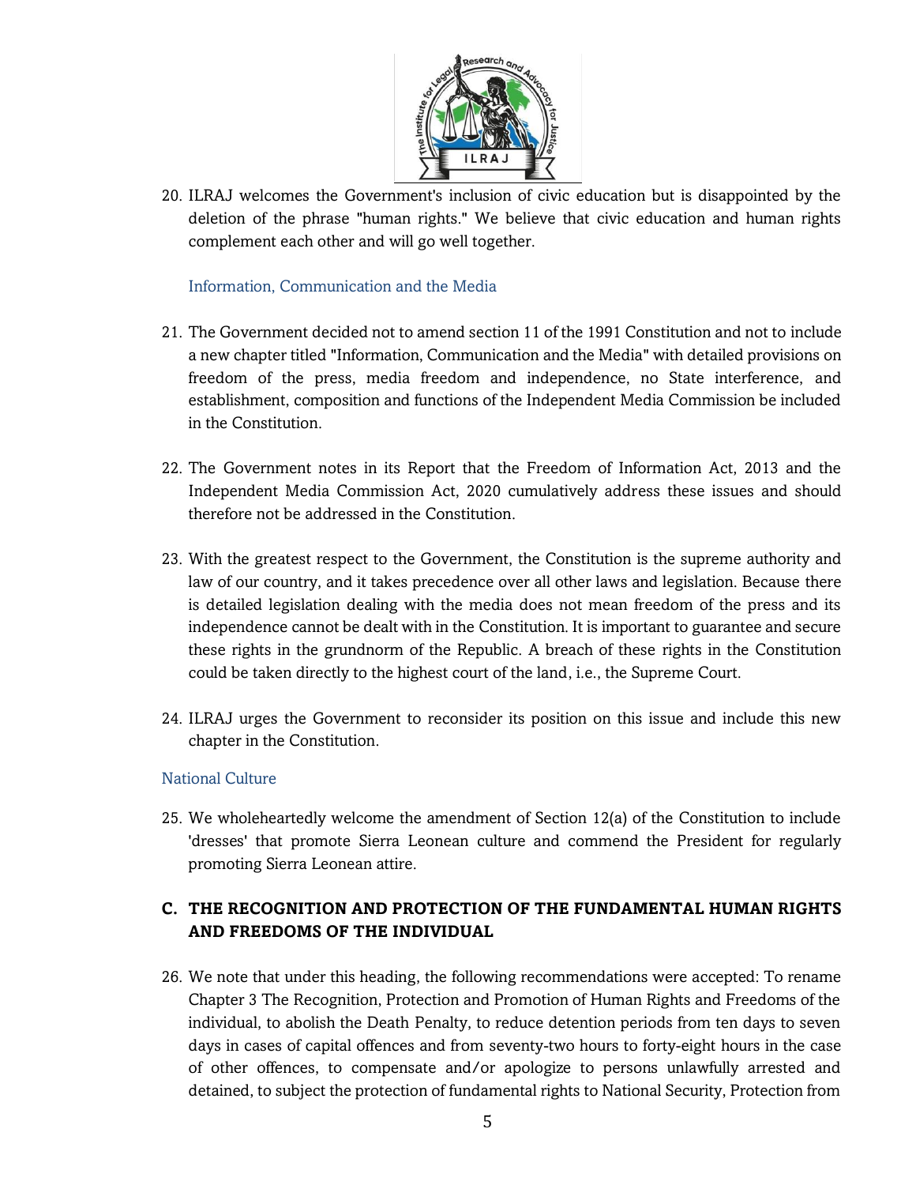20. ILRAJ welcomes the Government's inclusion of civic education but is disappointed by the deletion of the phrase "human rights." We believe that civic education and human rights complement each other and will go well together.

### Information, Communication and the Media

21. The Government decided not to amend section 11 of the 1991 Constitution and not to include a new chapter titled "Information, Communication and the Media" with detailed provisions on freedom of the press, media freedom and independence, no State interference, and establishment, composition and functions of the Independent Media Commission be included in the Constitution.

22. The Government notes in its Report that the Freedom of Information Act, 2013 and the Independent Media Commission Act, 2020 cumulatively address these issues and should therefore not be addressed in the Constitution.

23. With the greatest respect to the Government, the Constitution is the supreme authority and law of our country, and it takes precedence over all other laws and legislation. Because there is detailed legislation dealing with the media does not mean freedom of the press and its independence cannot be dealt with in the Constitution. It is important to guarantee and secure these rights in the grundnorm of the Republic. A breach of these rights in the Constitution could be taken directly to the highest court of the land, i.e., the Supreme Court.

24. ILRAJ urges the Government to reconsider its position on this issue and include this new chapter in the Constitution.

### National Culture

25. We wholeheartedly welcome the amendment of Section 12(a) of the Constitution to include 'dresses' that promote Sierra Leonean culture and commend the President for regularly promoting Sierra Leonean attire.

## C. THE RECOGNITION AND PROTECTION OF THE FUNDAMENTAL HUMAN RIGHTS AND FREEDOMS OF THE INDIVIDUAL

26. We note that under this heading, the following recommendations were accepted: To rename Chapter 3 The Recognition, Protection and Promotion of Human Rights and Freedoms of the individual, to abolish the Death Penalty, to reduce detention periods from ten days to seven days in cases of capital offences and from seventy-two hours to forty-eight hours in the case of other offences, to compensate and/or apologize to persons unlawfully arrested and detained, to subject the protection of fundamental rights to National Security, Protection from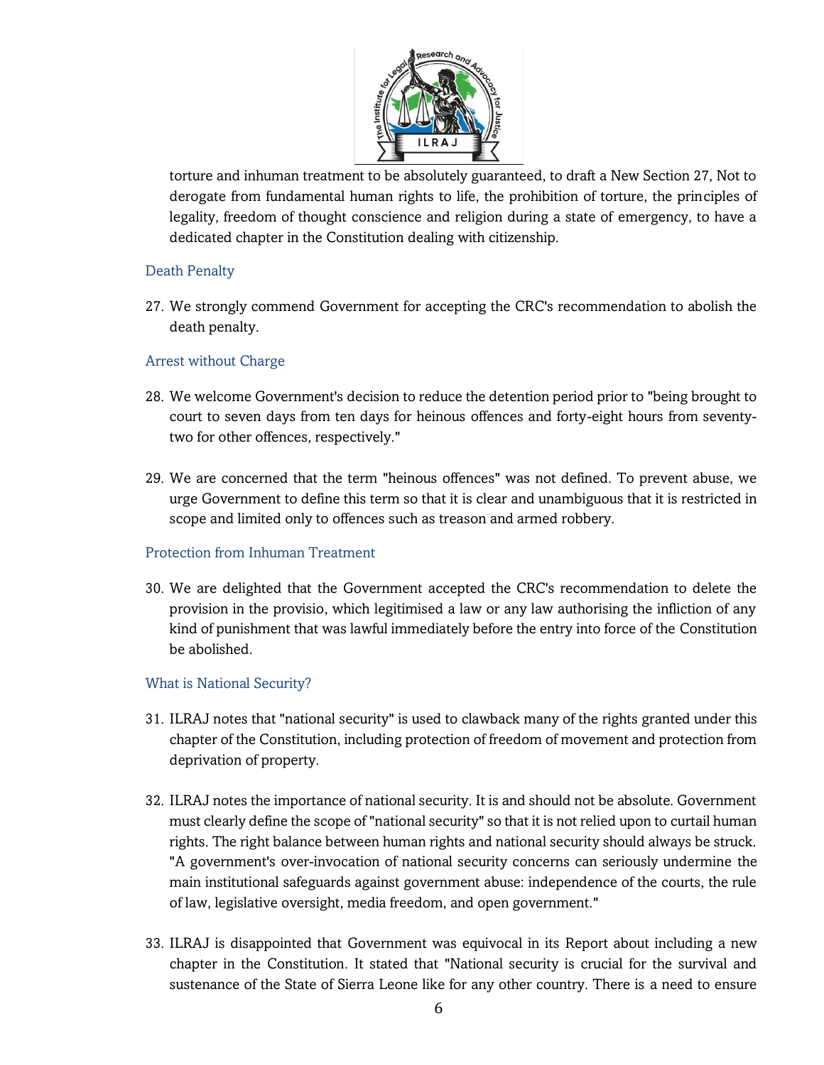torture and inhuman treatment to be absolutely guaranteed, to draft a New Section 27, Not to derogate from fundamental human rights to life, the prohibition of torture, the principles of legality, freedom of thought conscience and religion during a state of emergency, to have a dedicated chapter in the Constitution dealing with citizenship.

### Death Penalty

27. We strongly commend Government for accepting the CRC's recommendation to abolish the death penalty.

### Arrest without Charge

28. We welcome Government's decision to reduce the detention period prior to "being brought to court to seven days from ten days for heinous offences and forty-eight hours from seventy-two for other offences, respectively."

29. We are concerned that the term "heinous offences" was not defined. To prevent abuse, we urge Government to define this term so that it is clear and unambiguous that it is restricted in scope and limited only to offences such as treason and armed robbery.

### Protection from Inhuman Treatment

30. We are delighted that the Government accepted the CRC's recommendation to delete the provision in the provisio, which legitimised a law or any law authorising the infliction of any kind of punishment that was lawful immediately before the entry into force of the Constitution be abolished.

### What is National Security?

31. ILRAJ notes that "national security" is used to clawback many of the rights granted under this chapter of the Constitution, including protection of freedom of movement and protection from deprivation of property.

32. ILRAJ notes the importance of national security. It is and should not be absolute. Government must clearly define the scope of "national security" so that it is not relied upon to curtail human rights. The right balance between human rights and national security should always be struck. "A government's over-invocation of national security concerns can seriously undermine the main institutional safeguards against government abuse: independence of the courts, the rule of law, legislative oversight, media freedom, and open government."

33. ILRAJ is disappointed that Government was equivocal in its Report about including a new chapter in the Constitution. It stated that "National security is crucial for the survival and sustenance of the State of Sierra Leone like for any other country. There is a need to ensure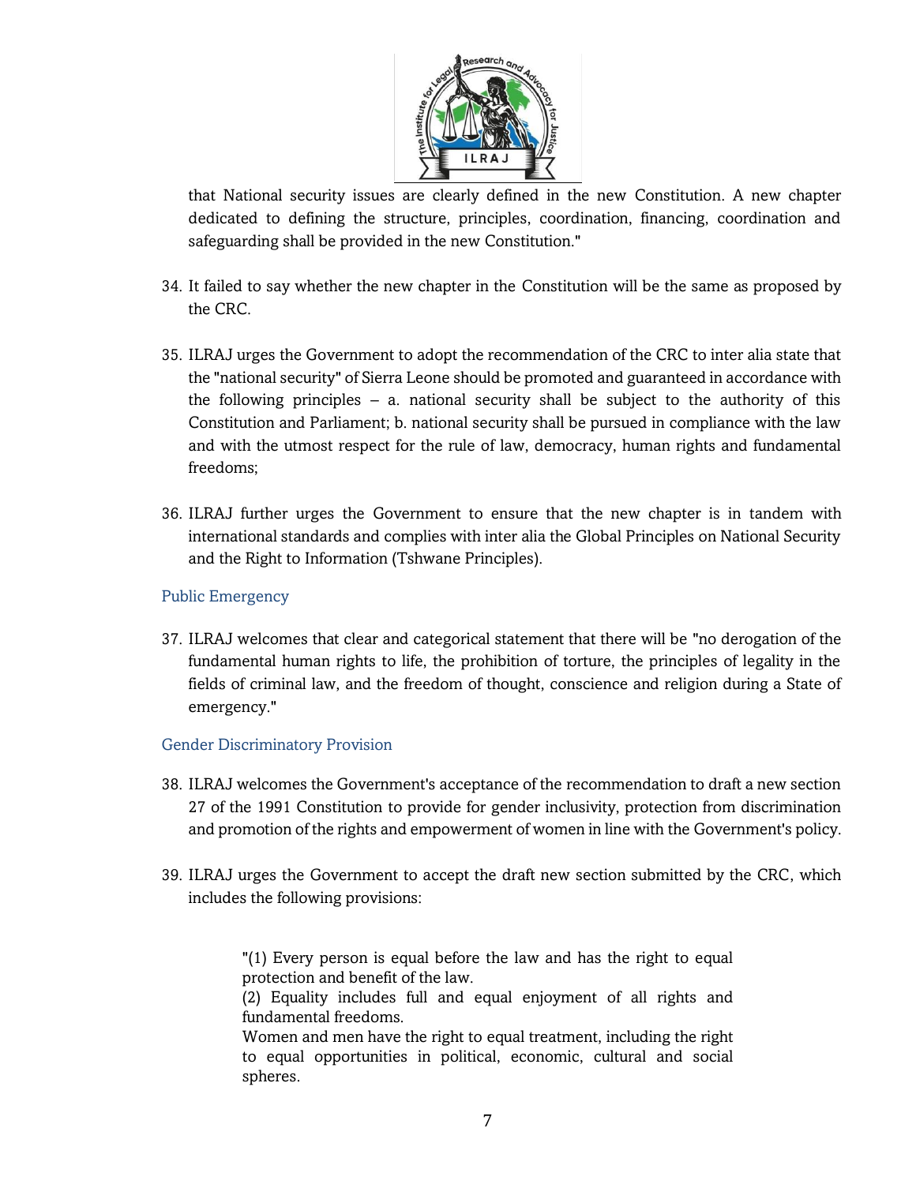that National security issues are clearly defined in the new Constitution. A new chapter dedicated to defining the structure, principles, coordination, financing, coordination and safeguarding shall be provided in the new Constitution."

34. It failed to say whether the new chapter in the Constitution will be the same as proposed by the CRC.

35. ILRAJ urges the Government to adopt the recommendation of the CRC to inter alia state that the "national security" of Sierra Leone should be promoted and guaranteed in accordance with the following principles – a. national security shall be subject to the authority of this Constitution and Parliament; b. national security shall be pursued in compliance with the law and with the utmost respect for the rule of law, democracy, human rights and fundamental freedoms;

36. ILRAJ further urges the Government to ensure that the new chapter is in tandem with international standards and complies with inter alia the Global Principles on National Security and the Right to Information (Tshwane Principles).

### Public Emergency

37. ILRAJ welcomes that clear and categorical statement that there will be "no derogation of the fundamental human rights to life, the prohibition of torture, the principles of legality in the fields of criminal law, and the freedom of thought, conscience and religion during a State of emergency."

### Gender Discriminatory Provision

38. ILRAJ welcomes the Government's acceptance of the recommendation to draft a new section 27 of the 1991 Constitution to provide for gender inclusivity, protection from discrimination and promotion of the rights and empowerment of women in line with the Government's policy.

39. ILRAJ urges the Government to accept the draft new section submitted by the CRC, which includes the following provisions:

> "(1) Every person is equal before the law and has the right to equal protection and benefit of the law.
> (2) Equality includes full and equal enjoyment of all rights and fundamental freedoms.
> Women and men have the right to equal treatment, including the right to equal opportunities in political, economic, cultural and social spheres.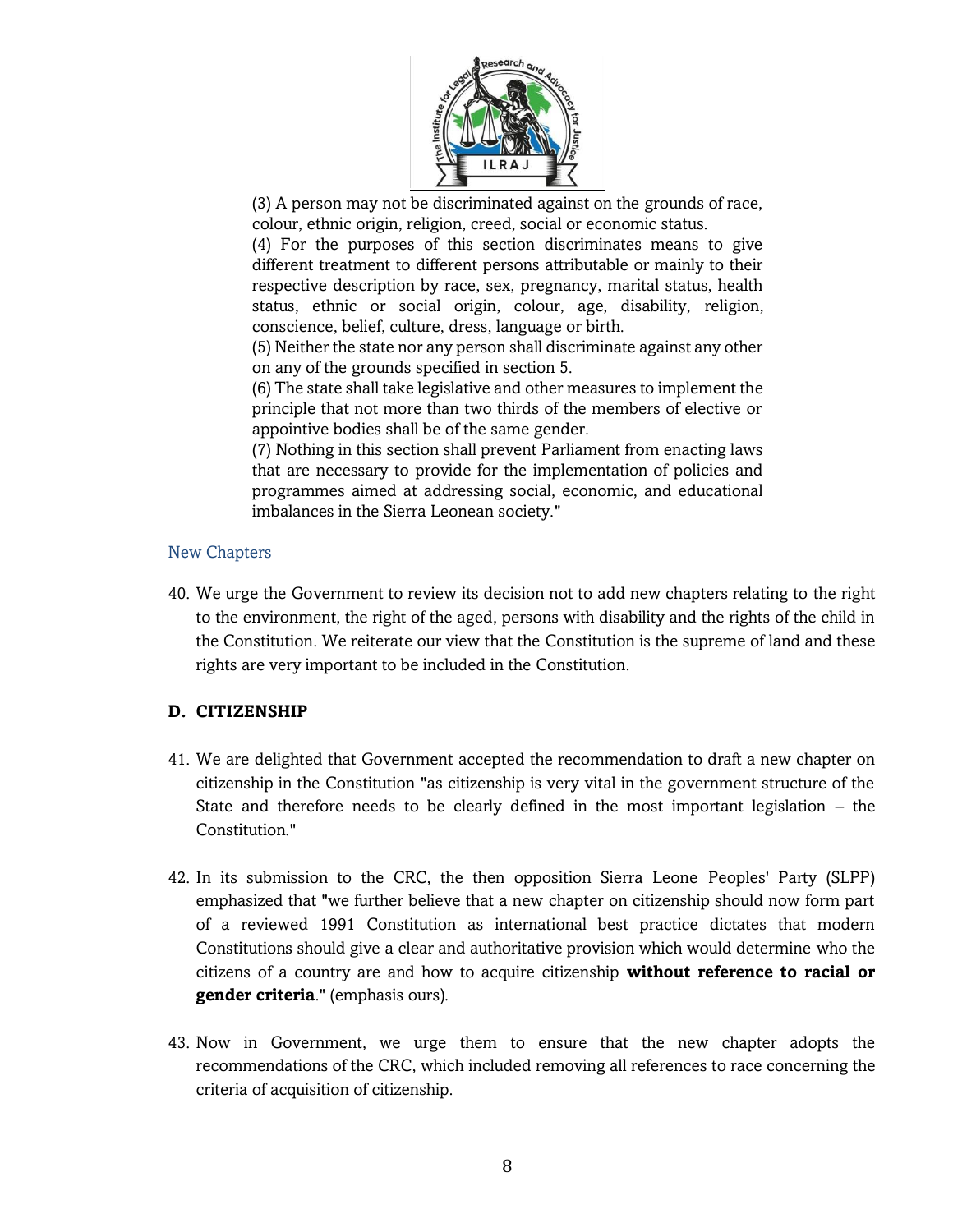> (3) A person may not be discriminated against on the grounds of race, colour, ethnic origin, religion, creed, social or economic status.
>
> (4) For the purposes of this section discriminates means to give different treatment to different persons attributable or mainly to their respective description by race, sex, pregnancy, marital status, health status, ethnic or social origin, colour, age, disability, religion, conscience, belief, culture, dress, language or birth.
>
> (5) Neither the state nor any person shall discriminate against any other on any of the grounds specified in section 5.
>
> (6) The state shall take legislative and other measures to implement the principle that not more than two thirds of the members of elective or appointive bodies shall be of the same gender.
>
> (7) Nothing in this section shall prevent Parliament from enacting laws that are necessary to provide for the implementation of policies and programmes aimed at addressing social, economic, and educational imbalances in the Sierra Leonean society."

### New Chapters

40. We urge the Government to review its decision not to add new chapters relating to the right to the environment, the right of the aged, persons with disability and the rights of the child in the Constitution. We reiterate our view that the Constitution is the supreme of land and these rights are very important to be included in the Constitution.

## D. CITIZENSHIP

41. We are delighted that Government accepted the recommendation to draft a new chapter on citizenship in the Constitution "as citizenship is very vital in the government structure of the State and therefore needs to be clearly defined in the most important legislation – the Constitution."

42. In its submission to the CRC, the then opposition Sierra Leone Peoples' Party (SLPP) emphasized that "we further believe that a new chapter on citizenship should now form part of a reviewed 1991 Constitution as international best practice dictates that modern Constitutions should give a clear and authoritative provision which would determine who the citizens of a country are and how to acquire citizenship **without reference to racial or gender criteria**." (emphasis ours).

43. Now in Government, we urge them to ensure that the new chapter adopts the recommendations of the CRC, which included removing all references to race concerning the criteria of acquisition of citizenship.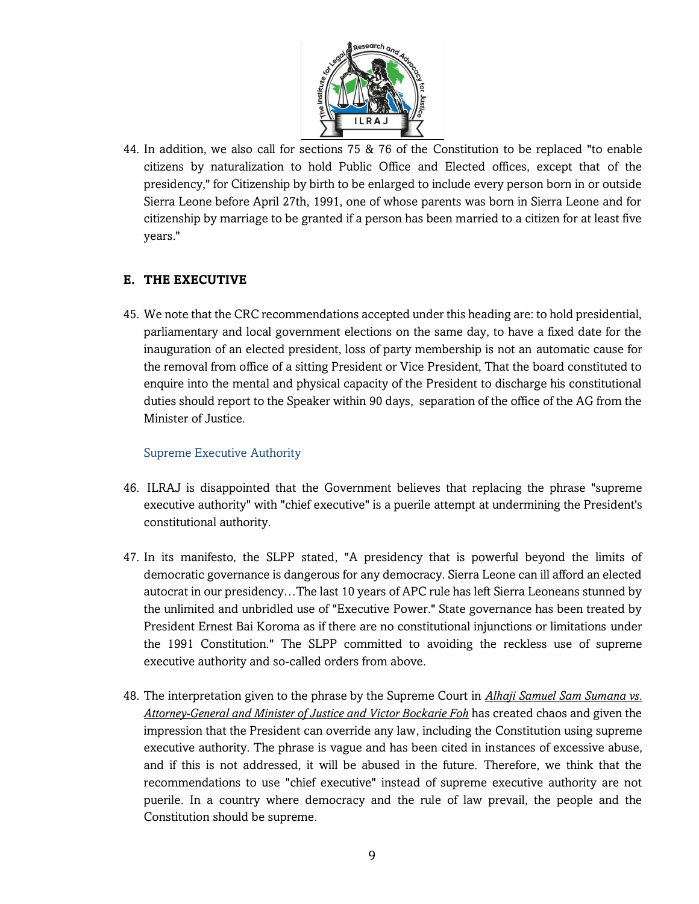44. In addition, we also call for sections 75 & 76 of the Constitution to be replaced "to enable citizens by naturalization to hold Public Office and Elected offices, except that of the presidency," for Citizenship by birth to be enlarged to include every person born in or outside Sierra Leone before April 27th, 1991, one of whose parents was born in Sierra Leone and for citizenship by marriage to be granted if a person has been married to a citizen for at least five years."

## E. THE EXECUTIVE

45. We note that the CRC recommendations accepted under this heading are: to hold presidential, parliamentary and local government elections on the same day, to have a fixed date for the inauguration of an elected president, loss of party membership is not an automatic cause for the removal from office of a sitting President or Vice President, That the board constituted to enquire into the mental and physical capacity of the President to discharge his constitutional duties should report to the Speaker within 90 days, separation of the office of the AG from the Minister of Justice.

### Supreme Executive Authority

46. ILRAJ is disappointed that the Government believes that replacing the phrase "supreme executive authority" with "chief executive" is a puerile attempt at undermining the President's constitutional authority.

47. In its manifesto, the SLPP stated, "A presidency that is powerful beyond the limits of democratic governance is dangerous for any democracy. Sierra Leone can ill afford an elected autocrat in our presidency…The last 10 years of APC rule has left Sierra Leoneans stunned by the unlimited and unbridled use of "Executive Power." State governance has been treated by President Ernest Bai Koroma as if there are no constitutional injunctions or limitations under the 1991 Constitution." The SLPP committed to avoiding the reckless use of supreme executive authority and so-called orders from above.

48. The interpretation given to the phrase by the Supreme Court in ***Alhaji Samuel Sam Sumana vs. Attorney-General and Minister of Justice and Victor Bockarie Foh*** has created chaos and given the impression that the President can override any law, including the Constitution using supreme executive authority. The phrase is vague and has been cited in instances of excessive abuse, and if this is not addressed, it will be abused in the future. Therefore, we think that the recommendations to use "chief executive" instead of supreme executive authority are not puerile. In a country where democracy and the rule of law prevail, the people and the Constitution should be supreme.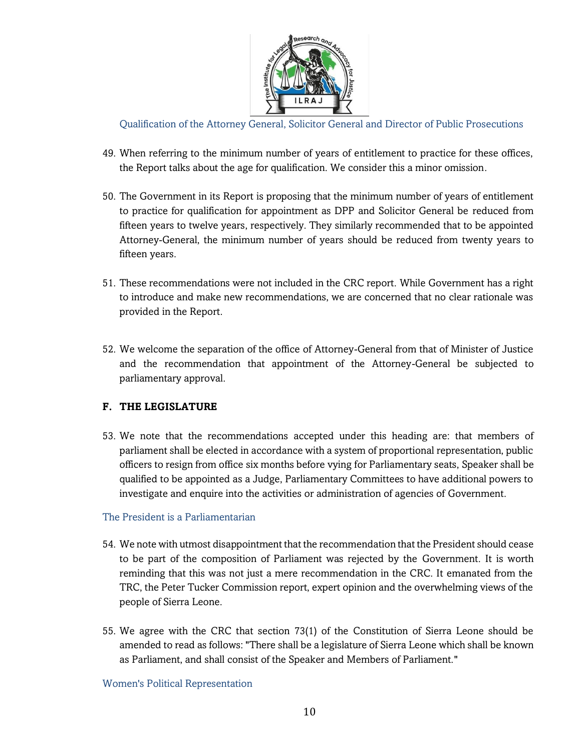### Qualification of the Attorney General, Solicitor General and Director of Public Prosecutions

49. When referring to the minimum number of years of entitlement to practice for these offices, the Report talks about the age for qualification. We consider this a minor omission.

50. The Government in its Report is proposing that the minimum number of years of entitlement to practice for qualification for appointment as DPP and Solicitor General be reduced from fifteen years to twelve years, respectively. They similarly recommended that to be appointed Attorney-General, the minimum number of years should be reduced from twenty years to fifteen years.

51. These recommendations were not included in the CRC report. While Government has a right to introduce and make new recommendations, we are concerned that no clear rationale was provided in the Report.

52. We welcome the separation of the office of Attorney-General from that of Minister of Justice and the recommendation that appointment of the Attorney-General be subjected to parliamentary approval.

## F. THE LEGISLATURE

53. We note that the recommendations accepted under this heading are: that members of parliament shall be elected in accordance with a system of proportional representation, public officers to resign from office six months before vying for Parliamentary seats, Speaker shall be qualified to be appointed as a Judge, Parliamentary Committees to have additional powers to investigate and enquire into the activities or administration of agencies of Government.

### The President is a Parliamentarian

54. We note with utmost disappointment that the recommendation that the President should cease to be part of the composition of Parliament was rejected by the Government. It is worth reminding that this was not just a mere recommendation in the CRC. It emanated from the TRC, the Peter Tucker Commission report, expert opinion and the overwhelming views of the people of Sierra Leone.

55. We agree with the CRC that section 73(1) of the Constitution of Sierra Leone should be amended to read as follows: "There shall be a legislature of Sierra Leone which shall be known as Parliament, and shall consist of the Speaker and Members of Parliament."

### Women's Political Representation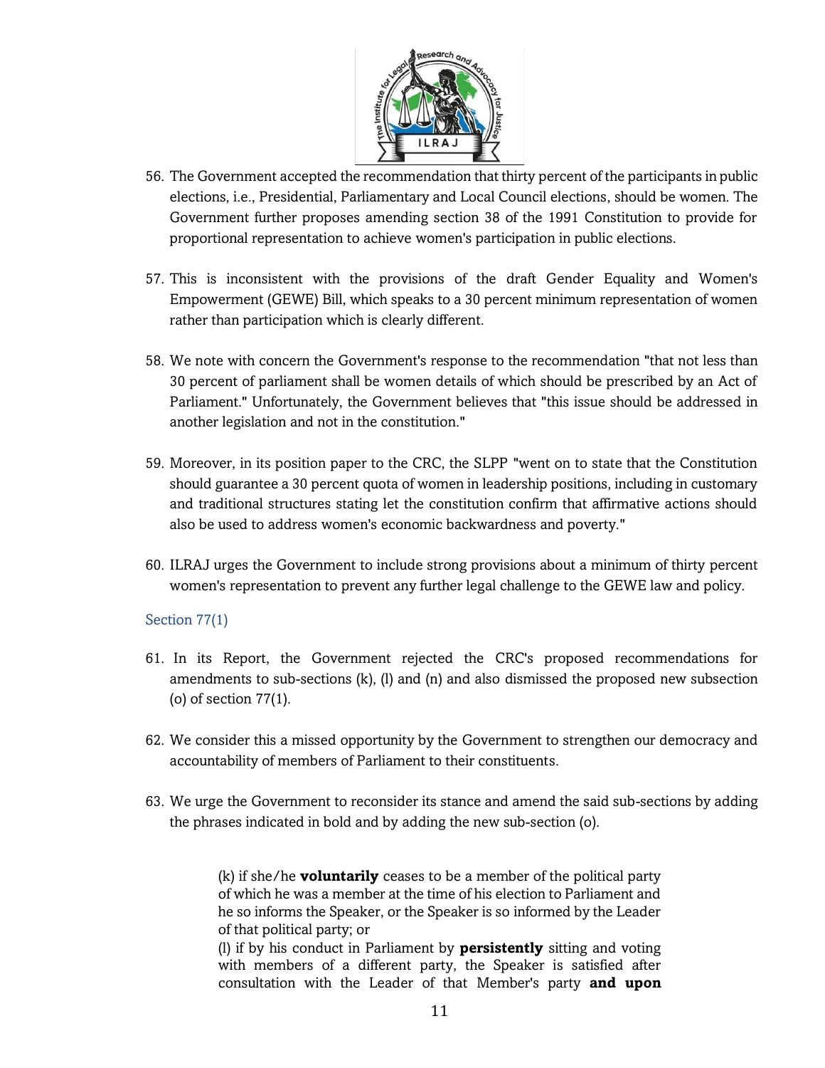56. The Government accepted the recommendation that thirty percent of the participants in public elections, i.e., Presidential, Parliamentary and Local Council elections, should be women. The Government further proposes amending section 38 of the 1991 Constitution to provide for proportional representation to achieve women's participation in public elections.

57. This is inconsistent with the provisions of the draft Gender Equality and Women's Empowerment (GEWE) Bill, which speaks to a 30 percent minimum representation of women rather than participation which is clearly different.

58. We note with concern the Government's response to the recommendation "that not less than 30 percent of parliament shall be women details of which should be prescribed by an Act of Parliament." Unfortunately, the Government believes that "this issue should be addressed in another legislation and not in the constitution."

59. Moreover, in its position paper to the CRC, the SLPP "went on to state that the Constitution should guarantee a 30 percent quota of women in leadership positions, including in customary and traditional structures stating let the constitution confirm that affirmative actions should also be used to address women's economic backwardness and poverty."

60. ILRAJ urges the Government to include strong provisions about a minimum of thirty percent women's representation to prevent any further legal challenge to the GEWE law and policy.

### Section 77(1)

61. In its Report, the Government rejected the CRC's proposed recommendations for amendments to sub-sections (k), (l) and (n) and also dismissed the proposed new subsection (o) of section 77(1).

62. We consider this a missed opportunity by the Government to strengthen our democracy and accountability of members of Parliament to their constituents.

63. We urge the Government to reconsider its stance and amend the said sub-sections by adding the phrases indicated in bold and by adding the new sub-section (o).

> (k) if she/he **voluntarily** ceases to be a member of the political party of which he was a member at the time of his election to Parliament and he so informs the Speaker, or the Speaker is so informed by the Leader of that political party; or
> (l) if by his conduct in Parliament by **persistently** sitting and voting with members of a different party, the Speaker is satisfied after consultation with the Leader of that Member's party **and upon**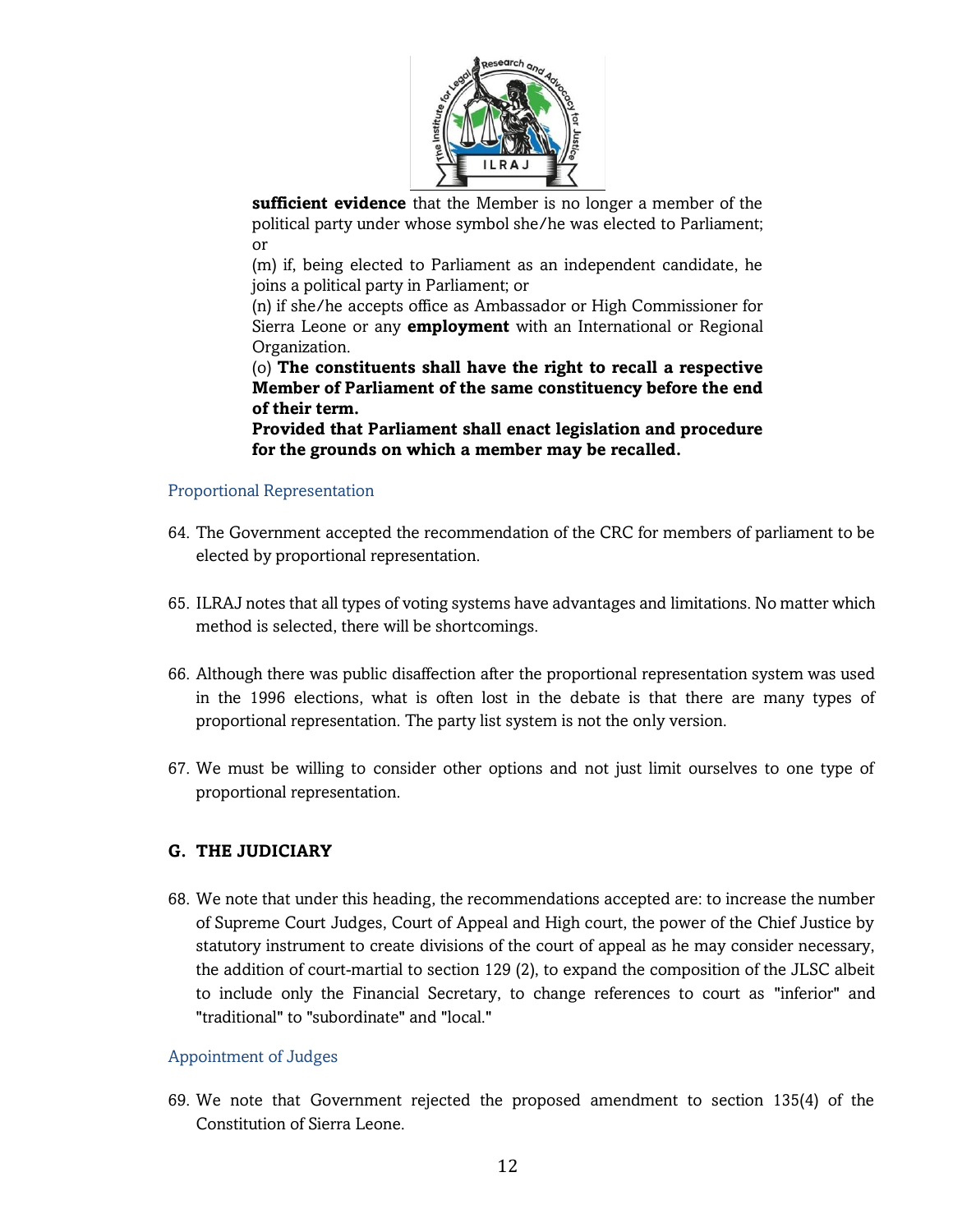**sufficient evidence** that the Member is no longer a member of the political party under whose symbol she/he was elected to Parliament; or

(m) if, being elected to Parliament as an independent candidate, he joins a political party in Parliament; or

(n) if she/he accepts office as Ambassador or High Commissioner for Sierra Leone or any **employment** with an International or Regional Organization.

(o) **The constituents shall have the right to recall a respective Member of Parliament of the same constituency before the end of their term.**

**Provided that Parliament shall enact legislation and procedure for the grounds on which a member may be recalled.**

### Proportional Representation

64. The Government accepted the recommendation of the CRC for members of parliament to be elected by proportional representation.

65. ILRAJ notes that all types of voting systems have advantages and limitations. No matter which method is selected, there will be shortcomings.

66. Although there was public disaffection after the proportional representation system was used in the 1996 elections, what is often lost in the debate is that there are many types of proportional representation. The party list system is not the only version.

67. We must be willing to consider other options and not just limit ourselves to one type of proportional representation.

## G. THE JUDICIARY

68. We note that under this heading, the recommendations accepted are: to increase the number of Supreme Court Judges, Court of Appeal and High court, the power of the Chief Justice by statutory instrument to create divisions of the court of appeal as he may consider necessary, the addition of court-martial to section 129 (2), to expand the composition of the JLSC albeit to include only the Financial Secretary, to change references to court as "inferior" and "traditional" to "subordinate" and "local."

### Appointment of Judges

69. We note that Government rejected the proposed amendment to section 135(4) of the Constitution of Sierra Leone.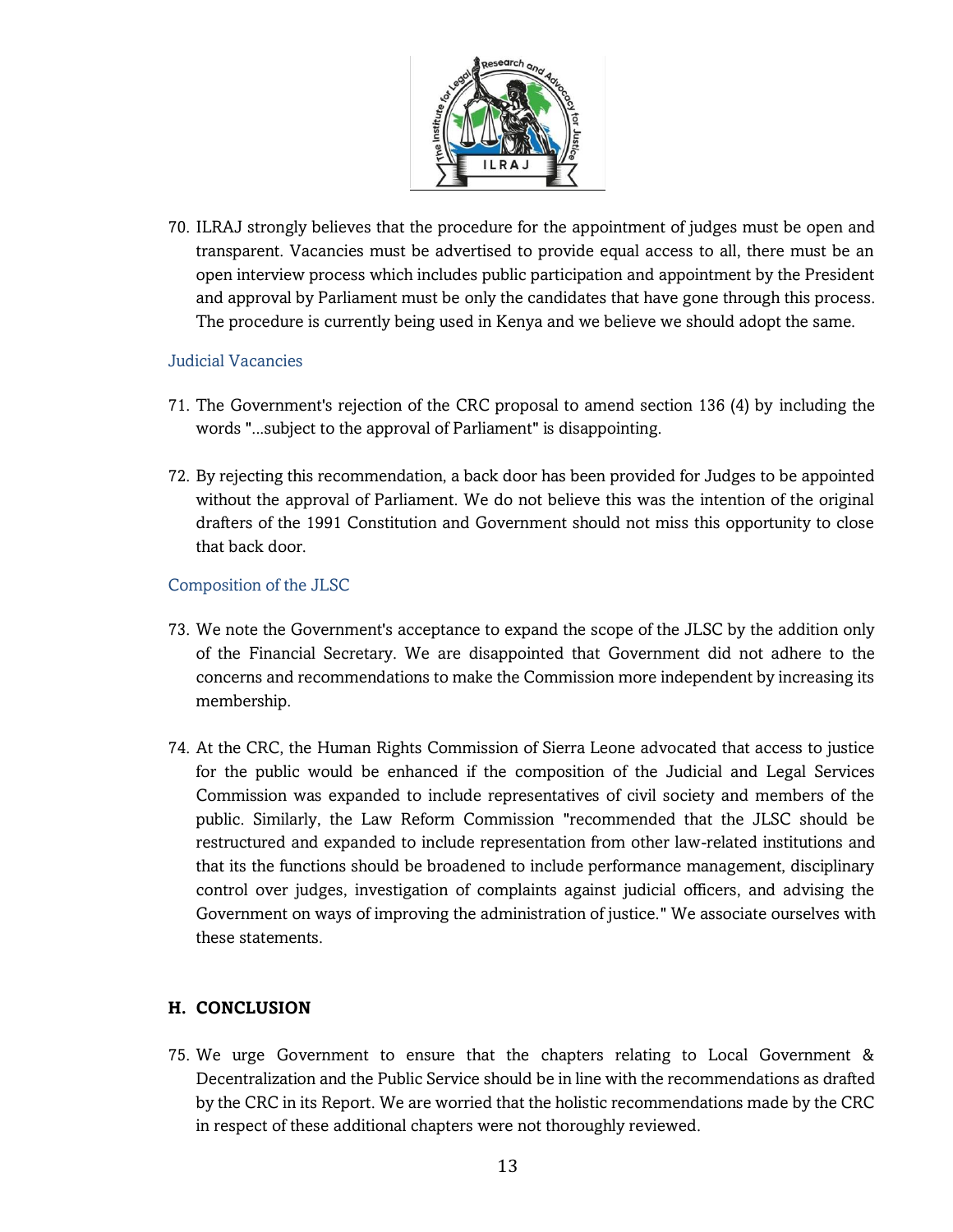70. ILRAJ strongly believes that the procedure for the appointment of judges must be open and transparent. Vacancies must be advertised to provide equal access to all, there must be an open interview process which includes public participation and appointment by the President and approval by Parliament must be only the candidates that have gone through this process. The procedure is currently being used in Kenya and we believe we should adopt the same.

### Judicial Vacancies

71. The Government's rejection of the CRC proposal to amend section 136 (4) by including the words "...subject to the approval of Parliament" is disappointing.

72. By rejecting this recommendation, a back door has been provided for Judges to be appointed without the approval of Parliament. We do not believe this was the intention of the original drafters of the 1991 Constitution and Government should not miss this opportunity to close that back door.

### Composition of the JLSC

73. We note the Government's acceptance to expand the scope of the JLSC by the addition only of the Financial Secretary. We are disappointed that Government did not adhere to the concerns and recommendations to make the Commission more independent by increasing its membership.

74. At the CRC, the Human Rights Commission of Sierra Leone advocated that access to justice for the public would be enhanced if the composition of the Judicial and Legal Services Commission was expanded to include representatives of civil society and members of the public. Similarly, the Law Reform Commission "recommended that the JLSC should be restructured and expanded to include representation from other law-related institutions and that its the functions should be broadened to include performance management, disciplinary control over judges, investigation of complaints against judicial officers, and advising the Government on ways of improving the administration of justice." We associate ourselves with these statements.

## H. CONCLUSION

75. We urge Government to ensure that the chapters relating to Local Government & Decentralization and the Public Service should be in line with the recommendations as drafted by the CRC in its Report. We are worried that the holistic recommendations made by the CRC in respect of these additional chapters were not thoroughly reviewed.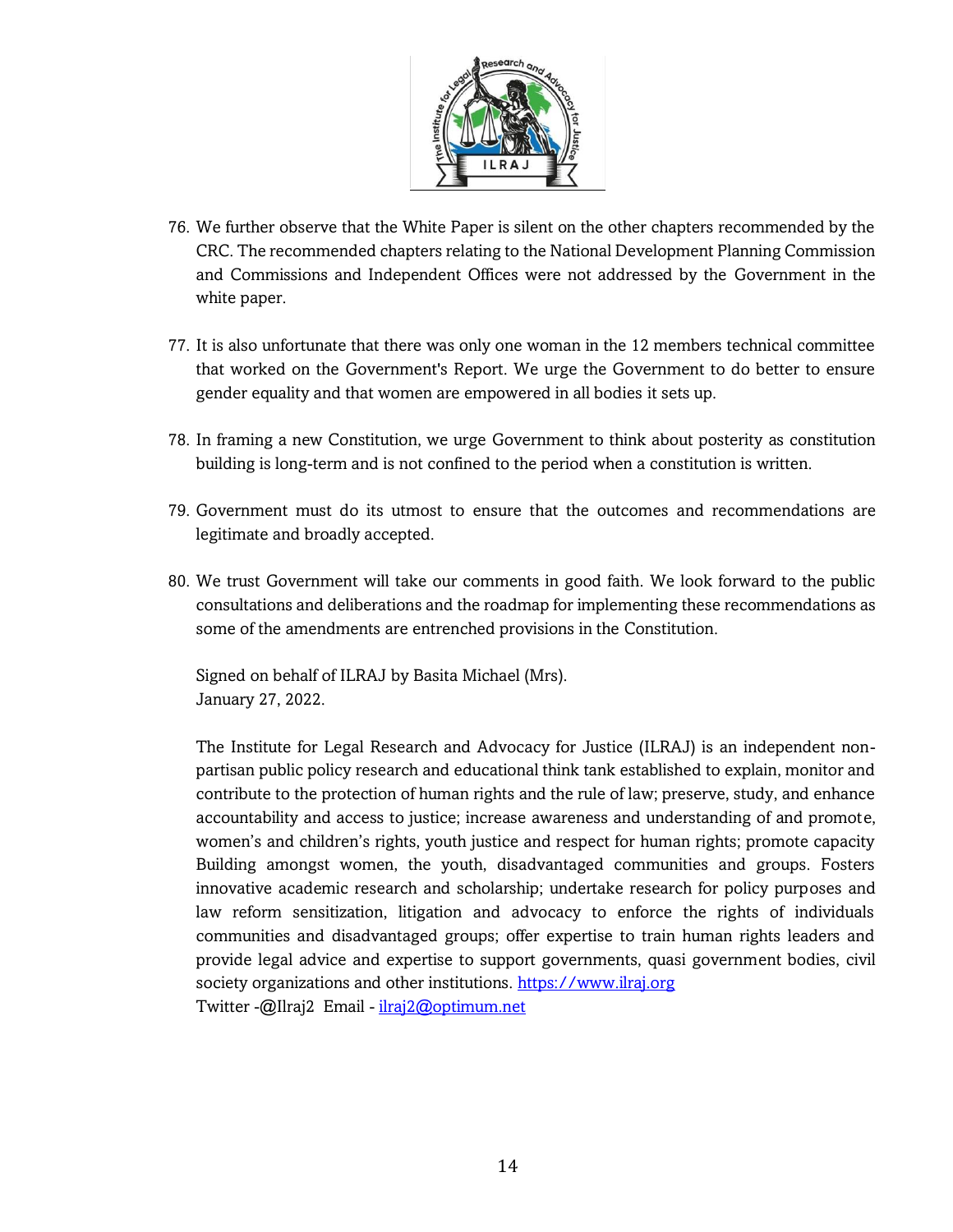76. We further observe that the White Paper is silent on the other chapters recommended by the CRC. The recommended chapters relating to the National Development Planning Commission and Commissions and Independent Offices were not addressed by the Government in the white paper.

77. It is also unfortunate that there was only one woman in the 12 members technical committee that worked on the Government's Report. We urge the Government to do better to ensure gender equality and that women are empowered in all bodies it sets up.

78. In framing a new Constitution, we urge Government to think about posterity as constitution building is long-term and is not confined to the period when a constitution is written.

79. Government must do its utmost to ensure that the outcomes and recommendations are legitimate and broadly accepted.

80. We trust Government will take our comments in good faith. We look forward to the public consultations and deliberations and the roadmap for implementing these recommendations as some of the amendments are entrenched provisions in the Constitution.

Signed on behalf of ILRAJ by Basita Michael (Mrs).
January 27, 2022.

The Institute for Legal Research and Advocacy for Justice (ILRAJ) is an independent non-partisan public policy research and educational think tank established to explain, monitor and contribute to the protection of human rights and the rule of law; preserve, study, and enhance accountability and access to justice; increase awareness and understanding of and promote, women's and children's rights, youth justice and respect for human rights; promote capacity Building amongst women, the youth, disadvantaged communities and groups. Fosters innovative academic research and scholarship; undertake research for policy purposes and law reform sensitization, litigation and advocacy to enforce the rights of individuals communities and disadvantaged groups; offer expertise to train human rights leaders and provide legal advice and expertise to support governments, quasi government bodies, civil society organizations and other institutions. https://www.ilraj.org
Twitter -@Ilraj2 Email - ilraj2@optimum.net